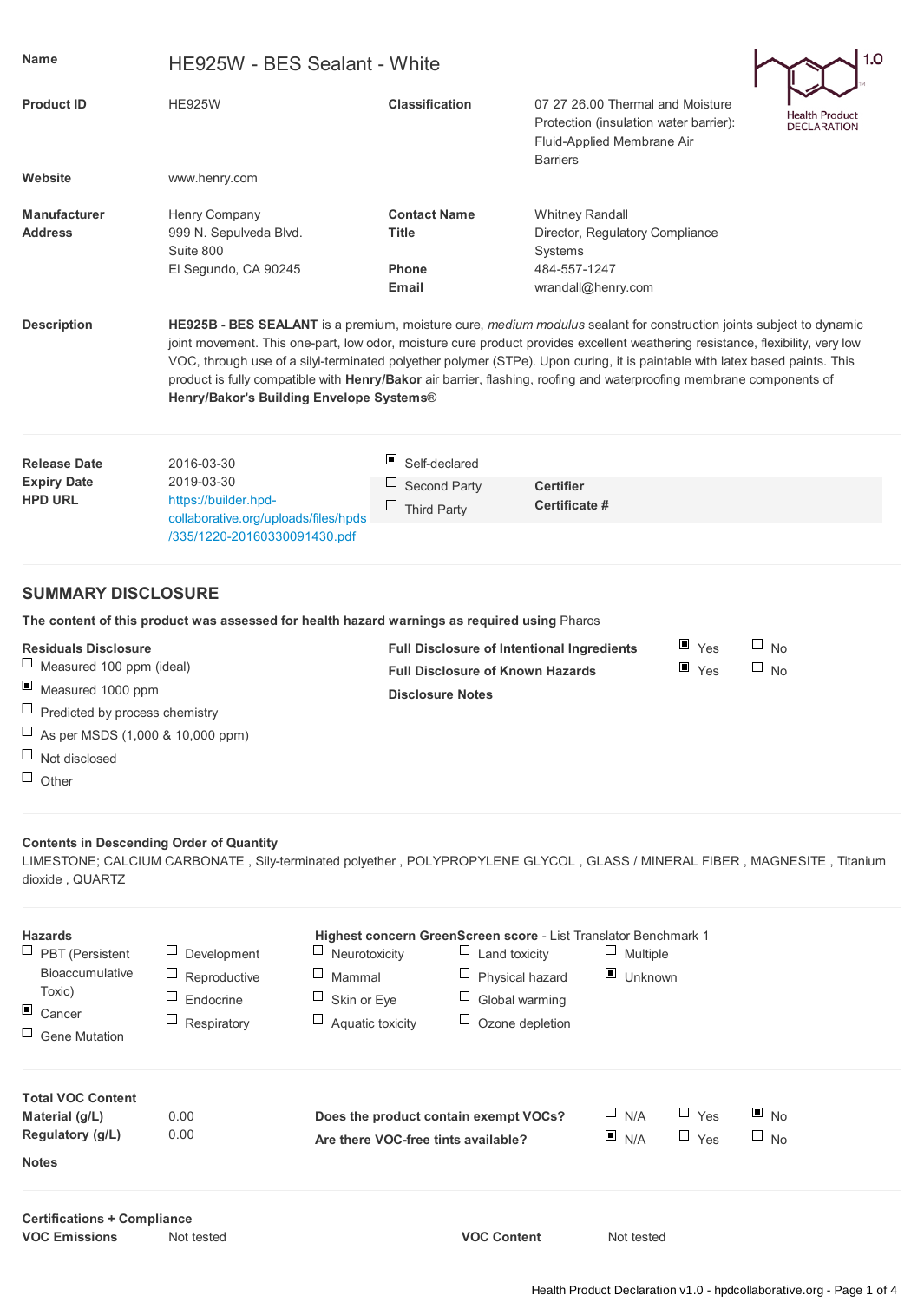| | | | |
|---|---|---|---|
| **Name** | HE925W - BES Sealant - White | | |
| **Product ID** | HE925W | **Classification** | 07 27 26.00 Thermal and Moisture Protection (insulation water barrier): Fluid-Applied Membrane Air Barriers |
| **Website** | www.henry.com | | |
| **Manufacturer Address** | Henry Company<br>999 N. Sepulveda Blvd.<br>Suite 800<br>El Segundo, CA 90245 | **Contact Name**<br>**Title**<br><br>**Phone**<br>**Email** | Whitney Randall<br>Director, Regulatory Compliance Systems<br>484-557-1247<br>wrandall@henry.com |

Health Product DECLARATION 1.0

**Description**

**HE925B - BES SEALANT** is a premium, moisture cure, *medium modulus* sealant for construction joints subject to dynamic joint movement. This one-part, low odor, moisture cure product provides excellent weathering resistance, flexibility, very low VOC, through use of a silyl-terminated polyether polymer (STPe). Upon curing, it is paintable with latex based paints. This product is fully compatible with **Henry/Bakor** air barrier, flashing, roofing and waterproofing membrane components of **Henry/Bakor's Building Envelope Systems®**

| | | | | |
|---|---|---|---|---|
| **Release Date** | 2016-03-30 | ☒ Self-declared | | |
| **Expiry Date** | 2019-03-30 | ☐ Second Party | **Certifier** | |
| **HPD URL** | https://builder.hpd-collaborative.org/uploads/files/hpds/335/1220-20160330091430.pdf | ☐ Third Party | **Certificate #** | |

## SUMMARY DISCLOSURE

**The content of this product was assessed for health hazard warnings as required using** Pharos

**Residuals Disclosure**

- ☐ Measured 100 ppm (ideal)
- ☒ Measured 1000 ppm
- ☐ Predicted by process chemistry
- ☐ As per MSDS (1,000 & 10,000 ppm)
- ☐ Not disclosed
- ☐ Other

| | | |
|---|---|---|
| **Full Disclosure of Intentional Ingredients** | ☒ Yes | ☐ No |
| **Full Disclosure of Known Hazards** | ☒ Yes | ☐ No |
| **Disclosure Notes** | | |

**Contents in Descending Order of Quantity**

LIMESTONE; CALCIUM CARBONATE , Sily-terminated polyether , POLYPROPYLENE GLYCOL , GLASS / MINERAL FIBER , MAGNESITE , Titanium dioxide , QUARTZ

**Hazards**

- ☐ PBT (Persistent Bioaccumulative Toxic)
- ☒ Cancer
- ☐ Gene Mutation
- ☐ Development
- ☐ Reproductive
- ☐ Endocrine
- ☐ Respiratory
- ☐ Neurotoxicity
- ☐ Mammal
- ☐ Skin or Eye
- ☐ Aquatic toxicity
- ☐ Land toxicity
- ☐ Physical hazard
- ☐ Global warming
- ☐ Ozone depletion

**Highest concern GreenScreen score** - List Translator Benchmark 1

- ☐ Multiple
- ☒ Unknown

**Total VOC Content**

| | | | | | |
|---|---|---|---|---|---|
| **Material (g/L)** | 0.00 | **Does the product contain exempt VOCs?** | ☐ N/A | ☐ Yes | ☒ No |
| **Regulatory (g/L)** | 0.00 | **Are there VOC-free tints available?** | ☒ N/A | ☐ Yes | ☐ No |

**Notes**

**Certifications + Compliance**

| | | | |
|---|---|---|---|
| **VOC Emissions** | Not tested | **VOC Content** | Not tested |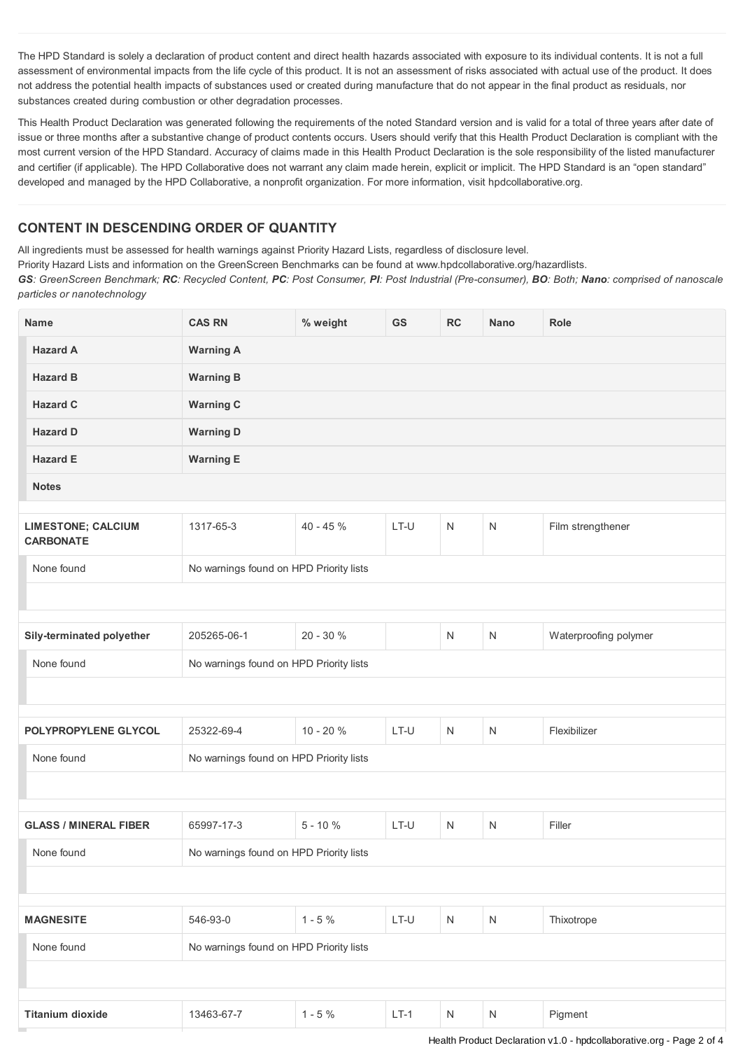The HPD Standard is solely a declaration of product content and direct health hazards associated with exposure to its individual contents. It is not a full assessment of environmental impacts from the life cycle of this product. It is not an assessment of risks associated with actual use of the product. It does not address the potential health impacts of substances used or created during manufacture that do not appear in the final product as residuals, nor substances created during combustion or other degradation processes.

This Health Product Declaration was generated following the requirements of the noted Standard version and is valid for a total of three years after date of issue or three months after a substantive change of product contents occurs. Users should verify that this Health Product Declaration is compliant with the most current version of the HPD Standard. Accuracy of claims made in this Health Product Declaration is the sole responsibility of the listed manufacturer and certifier (if applicable). The HPD Collaborative does not warrant any claim made herein, explicit or implicit. The HPD Standard is an "open standard" developed and managed by the HPD Collaborative, a nonprofit organization. For more information, visit hpdcollaborative.org.

## CONTENT IN DESCENDING ORDER OF QUANTITY

All ingredients must be assessed for health warnings against Priority Hazard Lists, regardless of disclosure level.
Priority Hazard Lists and information on the GreenScreen Benchmarks can be found at www.hpdcollaborative.org/hazardlists.
***GS**: GreenScreen Benchmark; **RC**: Recycled Content, **PC**: Post Consumer, **PI**: Post Industrial (Pre-consumer), **BO**: Both; **Nano**: comprised of nanoscale particles or nanotechnology*

| Name | CAS RN | % weight | GS | RC | Nano | Role |
|---|---|---|---|---|---|---|
| **Hazard A** | **Warning A** | | | | | |
| **Hazard B** | **Warning B** | | | | | |
| **Hazard C** | **Warning C** | | | | | |
| **Hazard D** | **Warning D** | | | | | |
| **Hazard E** | **Warning E** | | | | | |
| **Notes** | | | | | | |
| **LIMESTONE; CALCIUM CARBONATE** | 1317-65-3 | 40 - 45 % | LT-U | N | N | Film strengthener |
| None found | No warnings found on HPD Priority lists | | | | | |
| **Sily-terminated polyether** | 205265-06-1 | 20 - 30 % | | N | N | Waterproofing polymer |
| None found | No warnings found on HPD Priority lists | | | | | |
| **POLYPROPYLENE GLYCOL** | 25322-69-4 | 10 - 20 % | LT-U | N | N | Flexibilizer |
| None found | No warnings found on HPD Priority lists | | | | | |
| **GLASS / MINERAL FIBER** | 65997-17-3 | 5 - 10 % | LT-U | N | N | Filler |
| None found | No warnings found on HPD Priority lists | | | | | |
| **MAGNESITE** | 546-93-0 | 1 - 5 % | LT-U | N | N | Thixotrope |
| None found | No warnings found on HPD Priority lists | | | | | |
| **Titanium dioxide** | 13463-67-7 | 1 - 5 % | LT-1 | N | N | Pigment |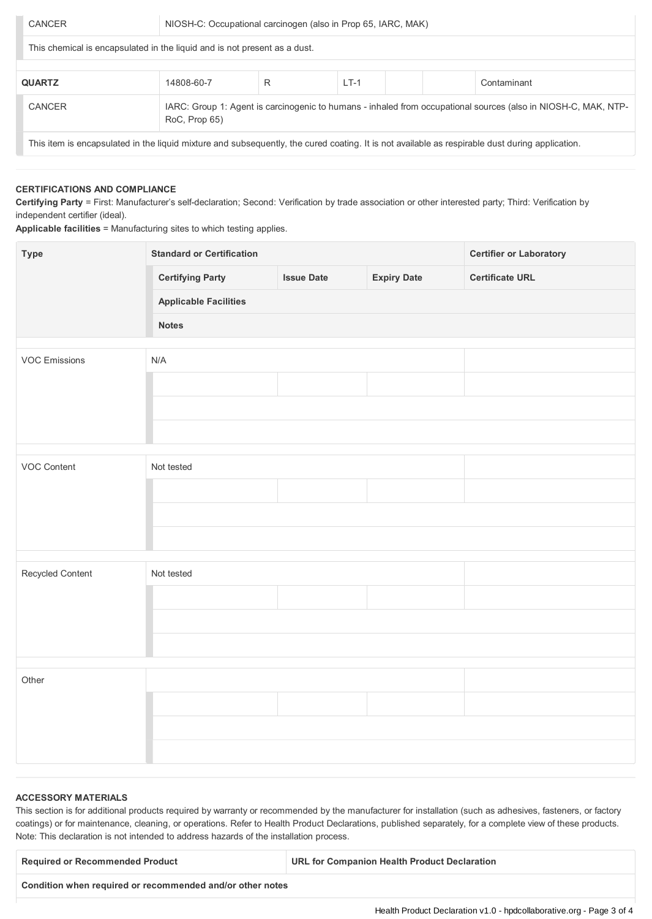| | |
|---|---|
| CANCER | NIOSH-C: Occupational carcinogen (also in Prop 65, IARC, MAK) |

This chemical is encapsulated in the liquid and is not present as a dust.

| **QUARTZ** | 14808-60-7 | R | LT-1 | | | Contaminant |
|---|---|---|---|---|---|---|
| CANCER | IARC: Group 1: Agent is carcinogenic to humans - inhaled from occupational sources (also in NIOSH-C, MAK, NTP-RoC, Prop 65) | | | | | |

This item is encapsulated in the liquid mixture and subsequently, the cured coating. It is not available as respirable dust during application.

**CERTIFICATIONS AND COMPLIANCE**

**Certifying Party** = First: Manufacturer's self-declaration; Second: Verification by trade association or other interested party; Third: Verification by independent certifier (ideal).

**Applicable facilities** = Manufacturing sites to which testing applies.

| **Type** | **Standard or Certification** | | | **Certifier or Laboratory** |
|---|---|---|---|---|
| | **Certifying Party** | **Issue Date** | **Expiry Date** | **Certificate URL** |
| | **Applicable Facilities** | | | |
| | **Notes** | | | |
| VOC Emissions | N/A | | | |
| | | | | |
| | | | | |
| | | | | |
| VOC Content | Not tested | | | |
| | | | | |
| | | | | |
| | | | | |
| Recycled Content | Not tested | | | |
| | | | | |
| | | | | |
| | | | | |
| Other | | | | |
| | | | | |
| | | | | |
| | | | | |

**ACCESSORY MATERIALS**

This section is for additional products required by warranty or recommended by the manufacturer for installation (such as adhesives, fasteners, or factory coatings) or for maintenance, cleaning, or operations. Refer to Health Product Declarations, published separately, for a complete view of these products. Note: This declaration is not intended to address hazards of the installation process.

| **Required or Recommended Product** | **URL for Companion Health Product Declaration** |
|---|---|
| **Condition when required or recommended and/or other notes** | |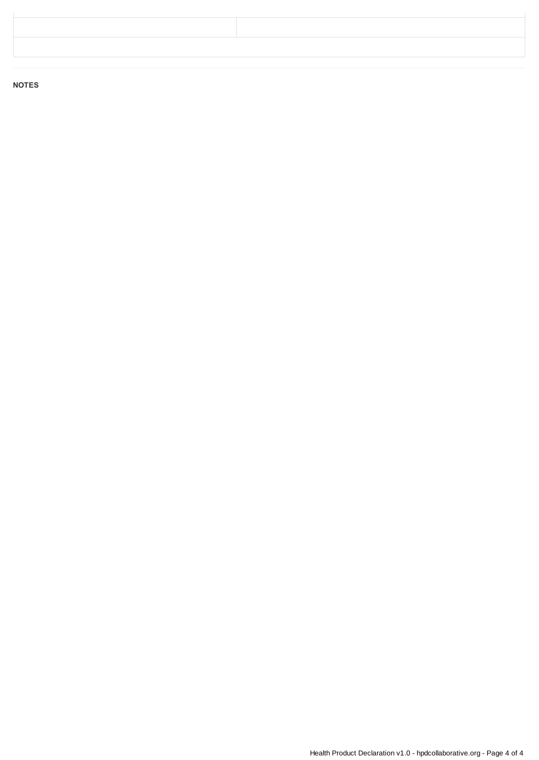| | |
|---|---|
| | |
| | |

**NOTES**